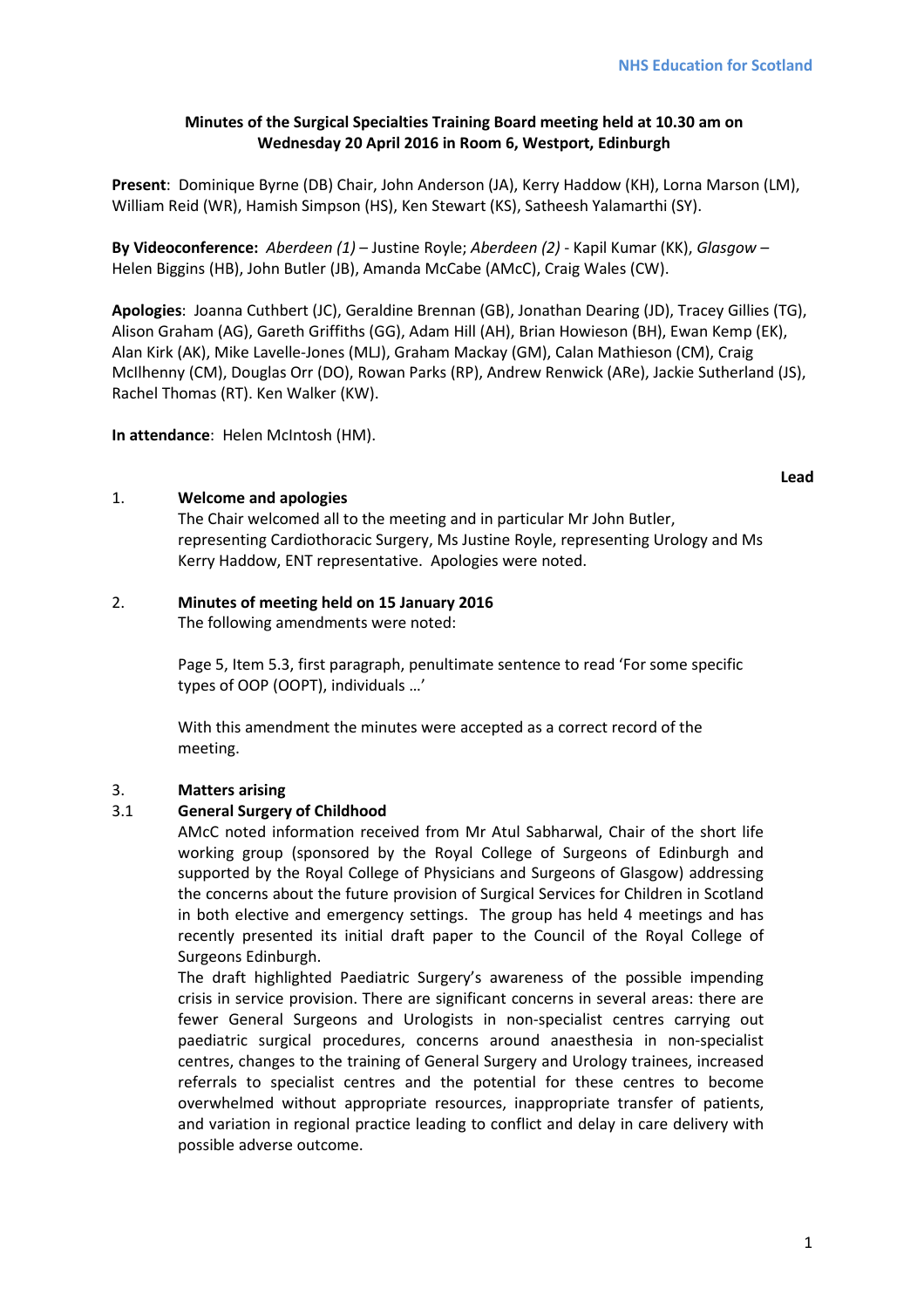NHS Education for Scotland

**Minutes of the Surgical Specialties Training Board meeting held at 10.30 am on Wednesday 20 April 2016 in Room 6, Westport, Edinburgh**

**Present**: Dominique Byrne (DB) Chair, John Anderson (JA), Kerry Haddow (KH), Lorna Marson (LM), William Reid (WR), Hamish Simpson (HS), Ken Stewart (KS), Satheesh Yalamarthi (SY).

**By Videoconference:** *Aberdeen (1)* – Justine Royle; *Aberdeen (2)* - Kapil Kumar (KK), *Glasgow* – Helen Biggins (HB), John Butler (JB), Amanda McCabe (AMcC), Craig Wales (CW).

**Apologies**: Joanna Cuthbert (JC), Geraldine Brennan (GB), Jonathan Dearing (JD), Tracey Gillies (TG), Alison Graham (AG), Gareth Griffiths (GG), Adam Hill (AH), Brian Howieson (BH), Ewan Kemp (EK), Alan Kirk (AK), Mike Lavelle-Jones (MLJ), Graham Mackay (GM), Calan Mathieson (CM), Craig McIlhenny (CM), Douglas Orr (DO), Rowan Parks (RP), Andrew Renwick (ARe), Jackie Sutherland (JS), Rachel Thomas (RT). Ken Walker (KW).

**In attendance**: Helen McIntosh (HM).

**Lead**

1. **Welcome and apologies**

   The Chair welcomed all to the meeting and in particular Mr John Butler, representing Cardiothoracic Surgery, Ms Justine Royle, representing Urology and Ms Kerry Haddow, ENT representative. Apologies were noted.

2. **Minutes of meeting held on 15 January 2016**

   The following amendments were noted:

   Page 5, Item 5.3, first paragraph, penultimate sentence to read 'For some specific types of OOP (OOPT), individuals …'

   With this amendment the minutes were accepted as a correct record of the meeting.

3. **Matters arising**

3.1 **General Surgery of Childhood**

   AMcC noted information received from Mr Atul Sabharwal, Chair of the short life working group (sponsored by the Royal College of Surgeons of Edinburgh and supported by the Royal College of Physicians and Surgeons of Glasgow) addressing the concerns about the future provision of Surgical Services for Children in Scotland in both elective and emergency settings. The group has held 4 meetings and has recently presented its initial draft paper to the Council of the Royal College of Surgeons Edinburgh.

   The draft highlighted Paediatric Surgery's awareness of the possible impending crisis in service provision. There are significant concerns in several areas: there are fewer General Surgeons and Urologists in non-specialist centres carrying out paediatric surgical procedures, concerns around anaesthesia in non-specialist centres, changes to the training of General Surgery and Urology trainees, increased referrals to specialist centres and the potential for these centres to become overwhelmed without appropriate resources, inappropriate transfer of patients, and variation in regional practice leading to conflict and delay in care delivery with possible adverse outcome.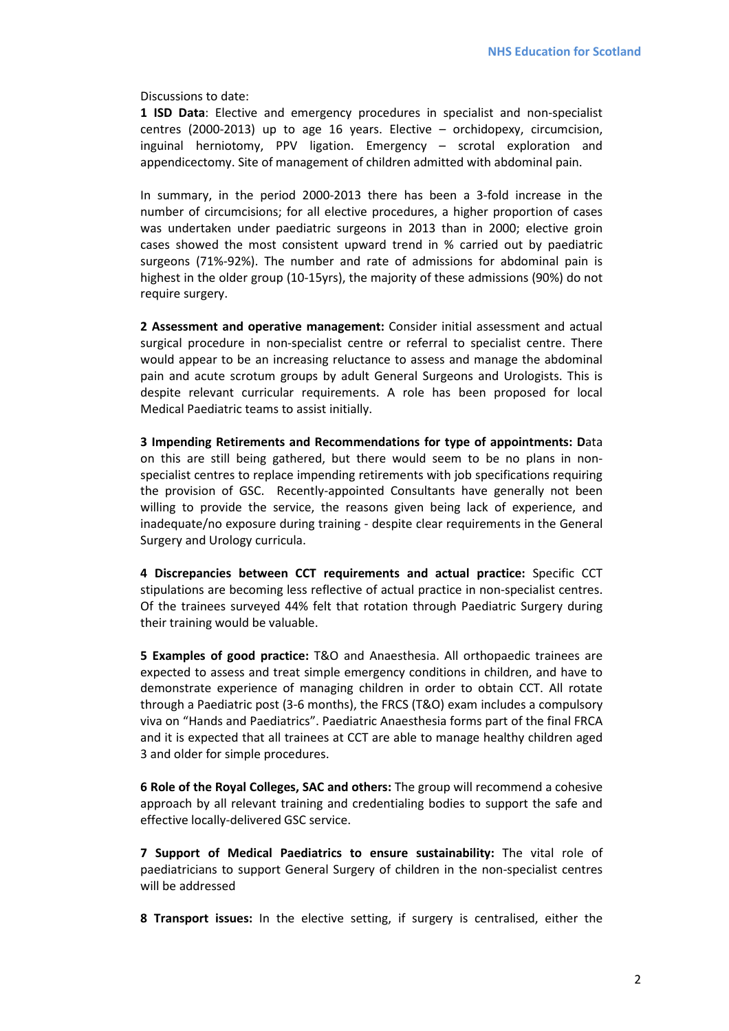Discussions to date:

**1 ISD Data**: Elective and emergency procedures in specialist and non-specialist centres (2000-2013) up to age 16 years. Elective – orchidopexy, circumcision, inguinal herniotomy, PPV ligation. Emergency – scrotal exploration and appendicectomy. Site of management of children admitted with abdominal pain.

In summary, in the period 2000-2013 there has been a 3-fold increase in the number of circumcisions; for all elective procedures, a higher proportion of cases was undertaken under paediatric surgeons in 2013 than in 2000; elective groin cases showed the most consistent upward trend in % carried out by paediatric surgeons (71%-92%). The number and rate of admissions for abdominal pain is highest in the older group (10-15yrs), the majority of these admissions (90%) do not require surgery.

**2 Assessment and operative management:** Consider initial assessment and actual surgical procedure in non-specialist centre or referral to specialist centre. There would appear to be an increasing reluctance to assess and manage the abdominal pain and acute scrotum groups by adult General Surgeons and Urologists. This is despite relevant curricular requirements. A role has been proposed for local Medical Paediatric teams to assist initially.

**3 Impending Retirements and Recommendations for type of appointments: D**ata on this are still being gathered, but there would seem to be no plans in non-specialist centres to replace impending retirements with job specifications requiring the provision of GSC. Recently-appointed Consultants have generally not been willing to provide the service, the reasons given being lack of experience, and inadequate/no exposure during training - despite clear requirements in the General Surgery and Urology curricula.

**4 Discrepancies between CCT requirements and actual practice:** Specific CCT stipulations are becoming less reflective of actual practice in non-specialist centres. Of the trainees surveyed 44% felt that rotation through Paediatric Surgery during their training would be valuable.

**5 Examples of good practice:** T&O and Anaesthesia. All orthopaedic trainees are expected to assess and treat simple emergency conditions in children, and have to demonstrate experience of managing children in order to obtain CCT. All rotate through a Paediatric post (3-6 months), the FRCS (T&O) exam includes a compulsory viva on "Hands and Paediatrics". Paediatric Anaesthesia forms part of the final FRCA and it is expected that all trainees at CCT are able to manage healthy children aged 3 and older for simple procedures.

**6 Role of the Royal Colleges, SAC and others:** The group will recommend a cohesive approach by all relevant training and credentialing bodies to support the safe and effective locally-delivered GSC service.

**7 Support of Medical Paediatrics to ensure sustainability:** The vital role of paediatricians to support General Surgery of children in the non-specialist centres will be addressed

**8 Transport issues:** In the elective setting, if surgery is centralised, either the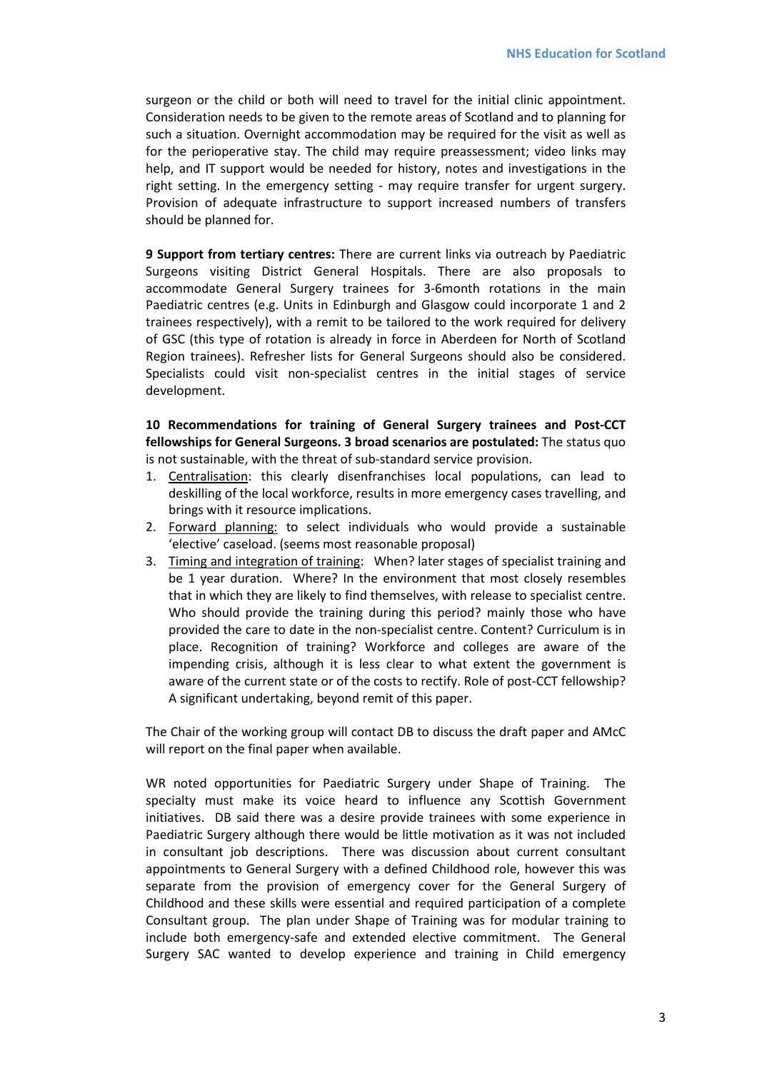surgeon or the child or both will need to travel for the initial clinic appointment. Consideration needs to be given to the remote areas of Scotland and to planning for such a situation. Overnight accommodation may be required for the visit as well as for the perioperative stay. The child may require preassessment; video links may help, and IT support would be needed for history, notes and investigations in the right setting. In the emergency setting - may require transfer for urgent surgery. Provision of adequate infrastructure to support increased numbers of transfers should be planned for.

**9 Support from tertiary centres:** There are current links via outreach by Paediatric Surgeons visiting District General Hospitals. There are also proposals to accommodate General Surgery trainees for 3-6month rotations in the main Paediatric centres (e.g. Units in Edinburgh and Glasgow could incorporate 1 and 2 trainees respectively), with a remit to be tailored to the work required for delivery of GSC (this type of rotation is already in force in Aberdeen for North of Scotland Region trainees). Refresher lists for General Surgeons should also be considered. Specialists could visit non-specialist centres in the initial stages of service development.

**10 Recommendations for training of General Surgery trainees and Post-CCT fellowships for General Surgeons. 3 broad scenarios are postulated:** The status quo is not sustainable, with the threat of sub-standard service provision.

1. Centralisation: this clearly disenfranchises local populations, can lead to deskilling of the local workforce, results in more emergency cases travelling, and brings with it resource implications.
2. Forward planning: to select individuals who would provide a sustainable 'elective' caseload. (seems most reasonable proposal)
3. Timing and integration of training: When? later stages of specialist training and be 1 year duration. Where? In the environment that most closely resembles that in which they are likely to find themselves, with release to specialist centre. Who should provide the training during this period? mainly those who have provided the care to date in the non-specialist centre. Content? Curriculum is in place. Recognition of training? Workforce and colleges are aware of the impending crisis, although it is less clear to what extent the government is aware of the current state or of the costs to rectify. Role of post-CCT fellowship? A significant undertaking, beyond remit of this paper.

The Chair of the working group will contact DB to discuss the draft paper and AMcC will report on the final paper when available.

WR noted opportunities for Paediatric Surgery under Shape of Training. The specialty must make its voice heard to influence any Scottish Government initiatives. DB said there was a desire provide trainees with some experience in Paediatric Surgery although there would be little motivation as it was not included in consultant job descriptions. There was discussion about current consultant appointments to General Surgery with a defined Childhood role, however this was separate from the provision of emergency cover for the General Surgery of Childhood and these skills were essential and required participation of a complete Consultant group. The plan under Shape of Training was for modular training to include both emergency-safe and extended elective commitment. The General Surgery SAC wanted to develop experience and training in Child emergency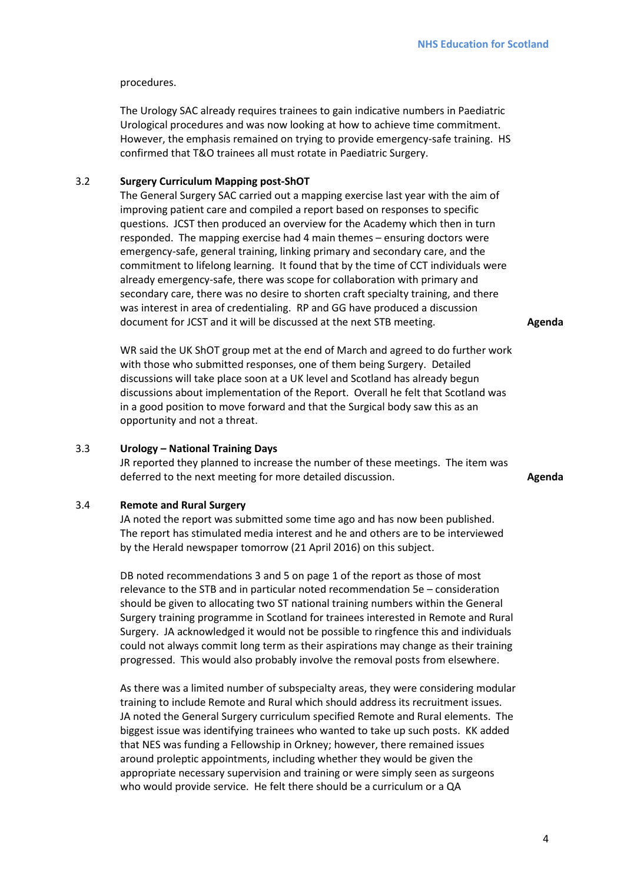procedures.

The Urology SAC already requires trainees to gain indicative numbers in Paediatric Urological procedures and was now looking at how to achieve time commitment. However, the emphasis remained on trying to provide emergency-safe training. HS confirmed that T&O trainees all must rotate in Paediatric Surgery.

3.2 **Surgery Curriculum Mapping post-ShOT**

The General Surgery SAC carried out a mapping exercise last year with the aim of improving patient care and compiled a report based on responses to specific questions. JCST then produced an overview for the Academy which then in turn responded. The mapping exercise had 4 main themes – ensuring doctors were emergency-safe, general training, linking primary and secondary care, and the commitment to lifelong learning. It found that by the time of CCT individuals were already emergency-safe, there was scope for collaboration with primary and secondary care, there was no desire to shorten craft specialty training, and there was interest in area of credentialing. RP and GG have produced a discussion document for JCST and it will be discussed at the next STB meeting. **Agenda**

WR said the UK ShOT group met at the end of March and agreed to do further work with those who submitted responses, one of them being Surgery. Detailed discussions will take place soon at a UK level and Scotland has already begun discussions about implementation of the Report. Overall he felt that Scotland was in a good position to move forward and that the Surgical body saw this as an opportunity and not a threat.

3.3 **Urology – National Training Days**

JR reported they planned to increase the number of these meetings. The item was deferred to the next meeting for more detailed discussion. **Agenda**

3.4 **Remote and Rural Surgery**

JA noted the report was submitted some time ago and has now been published. The report has stimulated media interest and he and others are to be interviewed by the Herald newspaper tomorrow (21 April 2016) on this subject.

DB noted recommendations 3 and 5 on page 1 of the report as those of most relevance to the STB and in particular noted recommendation 5e – consideration should be given to allocating two ST national training numbers within the General Surgery training programme in Scotland for trainees interested in Remote and Rural Surgery. JA acknowledged it would not be possible to ringfence this and individuals could not always commit long term as their aspirations may change as their training progressed. This would also probably involve the removal posts from elsewhere.

As there was a limited number of subspecialty areas, they were considering modular training to include Remote and Rural which should address its recruitment issues. JA noted the General Surgery curriculum specified Remote and Rural elements. The biggest issue was identifying trainees who wanted to take up such posts. KK added that NES was funding a Fellowship in Orkney; however, there remained issues around proleptic appointments, including whether they would be given the appropriate necessary supervision and training or were simply seen as surgeons who would provide service. He felt there should be a curriculum or a QA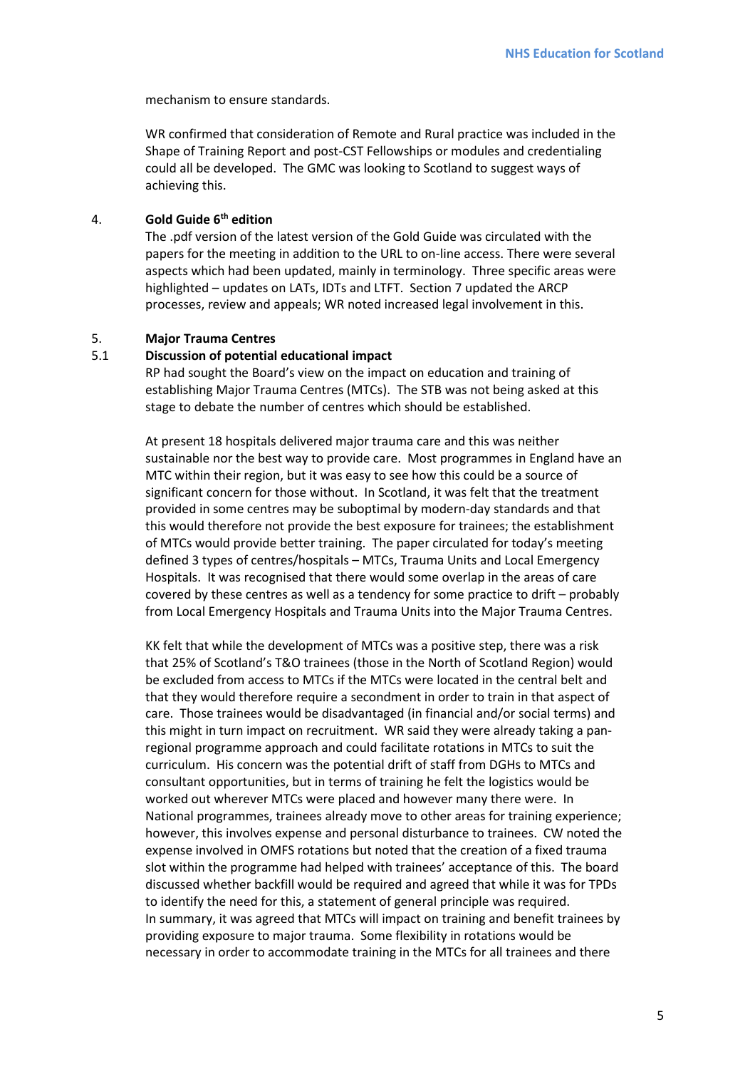mechanism to ensure standards.

WR confirmed that consideration of Remote and Rural practice was included in the Shape of Training Report and post-CST Fellowships or modules and credentialing could all be developed. The GMC was looking to Scotland to suggest ways of achieving this.

4. **Gold Guide 6th edition**

The .pdf version of the latest version of the Gold Guide was circulated with the papers for the meeting in addition to the URL to on-line access. There were several aspects which had been updated, mainly in terminology. Three specific areas were highlighted – updates on LATs, IDTs and LTFT. Section 7 updated the ARCP processes, review and appeals; WR noted increased legal involvement in this.

5. **Major Trauma Centres**

5.1 **Discussion of potential educational impact**

RP had sought the Board's view on the impact on education and training of establishing Major Trauma Centres (MTCs). The STB was not being asked at this stage to debate the number of centres which should be established.

At present 18 hospitals delivered major trauma care and this was neither sustainable nor the best way to provide care. Most programmes in England have an MTC within their region, but it was easy to see how this could be a source of significant concern for those without. In Scotland, it was felt that the treatment provided in some centres may be suboptimal by modern-day standards and that this would therefore not provide the best exposure for trainees; the establishment of MTCs would provide better training. The paper circulated for today's meeting defined 3 types of centres/hospitals – MTCs, Trauma Units and Local Emergency Hospitals. It was recognised that there would some overlap in the areas of care covered by these centres as well as a tendency for some practice to drift – probably from Local Emergency Hospitals and Trauma Units into the Major Trauma Centres.

KK felt that while the development of MTCs was a positive step, there was a risk that 25% of Scotland's T&O trainees (those in the North of Scotland Region) would be excluded from access to MTCs if the MTCs were located in the central belt and that they would therefore require a secondment in order to train in that aspect of care. Those trainees would be disadvantaged (in financial and/or social terms) and this might in turn impact on recruitment. WR said they were already taking a pan-regional programme approach and could facilitate rotations in MTCs to suit the curriculum. His concern was the potential drift of staff from DGHs to MTCs and consultant opportunities, but in terms of training he felt the logistics would be worked out wherever MTCs were placed and however many there were. In National programmes, trainees already move to other areas for training experience; however, this involves expense and personal disturbance to trainees. CW noted the expense involved in OMFS rotations but noted that the creation of a fixed trauma slot within the programme had helped with trainees' acceptance of this. The board discussed whether backfill would be required and agreed that while it was for TPDs to identify the need for this, a statement of general principle was required.
In summary, it was agreed that MTCs will impact on training and benefit trainees by providing exposure to major trauma. Some flexibility in rotations would be necessary in order to accommodate training in the MTCs for all trainees and there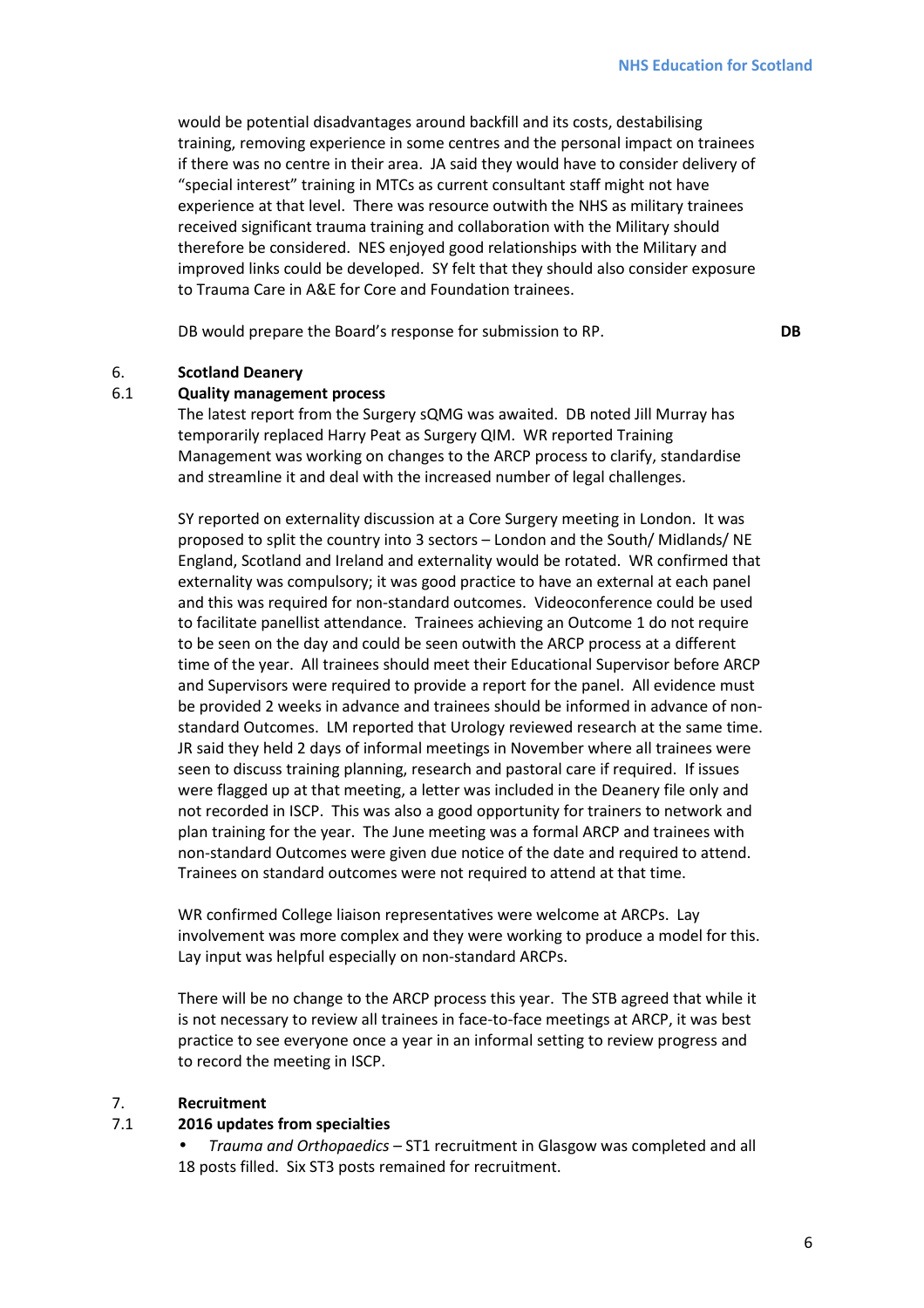would be potential disadvantages around backfill and its costs, destabilising training, removing experience in some centres and the personal impact on trainees if there was no centre in their area. JA said they would have to consider delivery of "special interest" training in MTCs as current consultant staff might not have experience at that level. There was resource outwith the NHS as military trainees received significant trauma training and collaboration with the Military should therefore be considered. NES enjoyed good relationships with the Military and improved links could be developed. SY felt that they should also consider exposure to Trauma Care in A&E for Core and Foundation trainees.

DB would prepare the Board's response for submission to RP. **DB**

## 6. Scotland Deanery

### 6.1 Quality management process

The latest report from the Surgery sQMG was awaited. DB noted Jill Murray has temporarily replaced Harry Peat as Surgery QIM. WR reported Training Management was working on changes to the ARCP process to clarify, standardise and streamline it and deal with the increased number of legal challenges.

SY reported on externality discussion at a Core Surgery meeting in London. It was proposed to split the country into 3 sectors – London and the South/ Midlands/ NE England, Scotland and Ireland and externality would be rotated. WR confirmed that externality was compulsory; it was good practice to have an external at each panel and this was required for non-standard outcomes. Videoconference could be used to facilitate panellist attendance. Trainees achieving an Outcome 1 do not require to be seen on the day and could be seen outwith the ARCP process at a different time of the year. All trainees should meet their Educational Supervisor before ARCP and Supervisors were required to provide a report for the panel. All evidence must be provided 2 weeks in advance and trainees should be informed in advance of non-standard Outcomes. LM reported that Urology reviewed research at the same time. JR said they held 2 days of informal meetings in November where all trainees were seen to discuss training planning, research and pastoral care if required. If issues were flagged up at that meeting, a letter was included in the Deanery file only and not recorded in ISCP. This was also a good opportunity for trainers to network and plan training for the year. The June meeting was a formal ARCP and trainees with non-standard Outcomes were given due notice of the date and required to attend. Trainees on standard outcomes were not required to attend at that time.

WR confirmed College liaison representatives were welcome at ARCPs. Lay involvement was more complex and they were working to produce a model for this. Lay input was helpful especially on non-standard ARCPs.

There will be no change to the ARCP process this year. The STB agreed that while it is not necessary to review all trainees in face-to-face meetings at ARCP, it was best practice to see everyone once a year in an informal setting to review progress and to record the meeting in ISCP.

## 7. Recruitment

### 7.1 2016 updates from specialties

- *Trauma and Orthopaedics* – ST1 recruitment in Glasgow was completed and all 18 posts filled. Six ST3 posts remained for recruitment.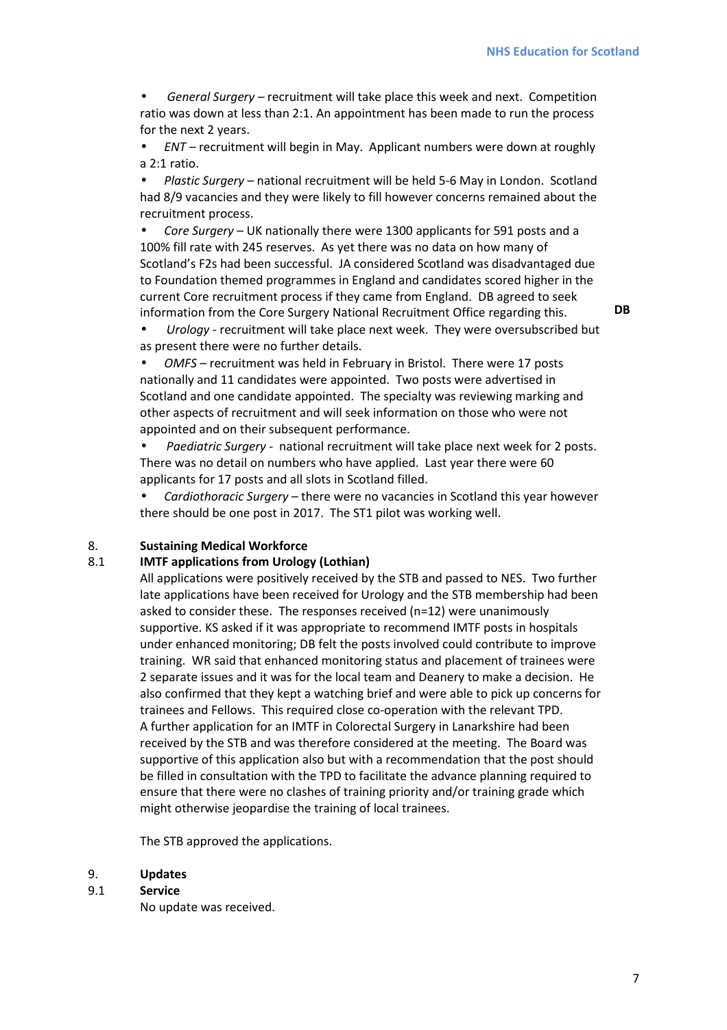- *General Surgery* – recruitment will take place this week and next. Competition ratio was down at less than 2:1. An appointment has been made to run the process for the next 2 years.
- *ENT* – recruitment will begin in May. Applicant numbers were down at roughly a 2:1 ratio.
- *Plastic Surgery* – national recruitment will be held 5-6 May in London. Scotland had 8/9 vacancies and they were likely to fill however concerns remained about the recruitment process.
- *Core Surgery* – UK nationally there were 1300 applicants for 591 posts and a 100% fill rate with 245 reserves. As yet there was no data on how many of Scotland's F2s had been successful. JA considered Scotland was disadvantaged due to Foundation themed programmes in England and candidates scored higher in the current Core recruitment process if they came from England. DB agreed to seek information from the Core Surgery National Recruitment Office regarding this. **DB**
- *Urology* - recruitment will take place next week. They were oversubscribed but as present there were no further details.
- *OMFS* – recruitment was held in February in Bristol. There were 17 posts nationally and 11 candidates were appointed. Two posts were advertised in Scotland and one candidate appointed. The specialty was reviewing marking and other aspects of recruitment and will seek information on those who were not appointed and on their subsequent performance.
- *Paediatric Surgery* - national recruitment will take place next week for 2 posts. There was no detail on numbers who have applied. Last year there were 60 applicants for 17 posts and all slots in Scotland filled.
- *Cardiothoracic Surgery* – there were no vacancies in Scotland this year however there should be one post in 2017. The ST1 pilot was working well.

## 8. Sustaining Medical Workforce

### 8.1 IMTF applications from Urology (Lothian)

All applications were positively received by the STB and passed to NES. Two further late applications have been received for Urology and the STB membership had been asked to consider these. The responses received (n=12) were unanimously supportive. KS asked if it was appropriate to recommend IMTF posts in hospitals under enhanced monitoring; DB felt the posts involved could contribute to improve training. WR said that enhanced monitoring status and placement of trainees were 2 separate issues and it was for the local team and Deanery to make a decision. He also confirmed that they kept a watching brief and were able to pick up concerns for trainees and Fellows. This required close co-operation with the relevant TPD.
A further application for an IMTF in Colorectal Surgery in Lanarkshire had been received by the STB and was therefore considered at the meeting. The Board was supportive of this application also but with a recommendation that the post should be filled in consultation with the TPD to facilitate the advance planning required to ensure that there were no clashes of training priority and/or training grade which might otherwise jeopardise the training of local trainees.

The STB approved the applications.

## 9. Updates

### 9.1 Service

No update was received.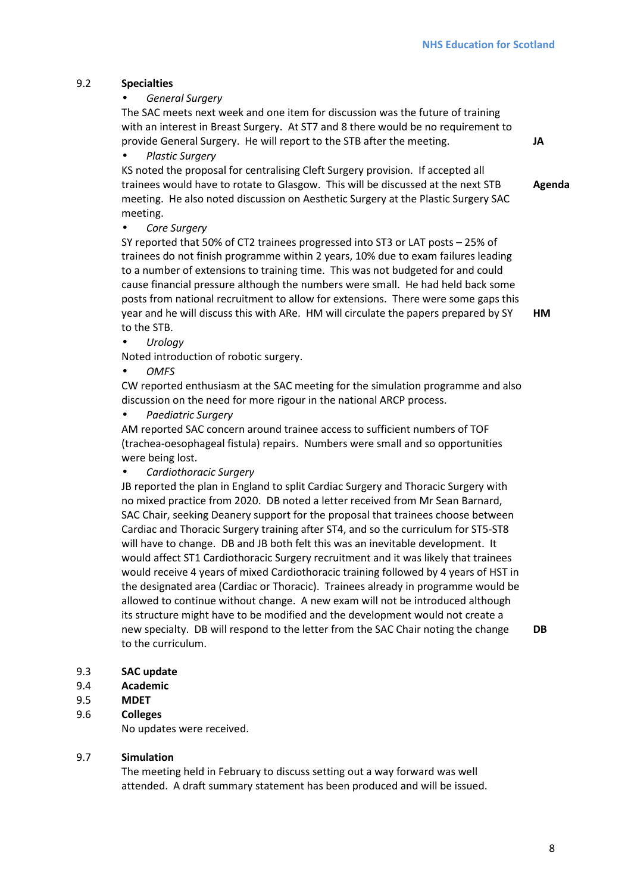9.2 **Specialties**

- *General Surgery*

The SAC meets next week and one item for discussion was the future of training with an interest in Breast Surgery. At ST7 and 8 there would be no requirement to provide General Surgery. He will report to the STB after the meeting. **JA**

- *Plastic Surgery*

KS noted the proposal for centralising Cleft Surgery provision. If accepted all trainees would have to rotate to Glasgow. This will be discussed at the next STB meeting. He also noted discussion on Aesthetic Surgery at the Plastic Surgery SAC meeting. **Agenda**

- *Core Surgery*

SY reported that 50% of CT2 trainees progressed into ST3 or LAT posts – 25% of trainees do not finish programme within 2 years, 10% due to exam failures leading to a number of extensions to training time. This was not budgeted for and could cause financial pressure although the numbers were small. He had held back some posts from national recruitment to allow for extensions. There were some gaps this year and he will discuss this with ARe. HM will circulate the papers prepared by SY to the STB. **HM**

- *Urology*

Noted introduction of robotic surgery.

- *OMFS*

CW reported enthusiasm at the SAC meeting for the simulation programme and also discussion on the need for more rigour in the national ARCP process.

- *Paediatric Surgery*

AM reported SAC concern around trainee access to sufficient numbers of TOF (trachea-oesophageal fistula) repairs. Numbers were small and so opportunities were being lost.

- *Cardiothoracic Surgery*

JB reported the plan in England to split Cardiac Surgery and Thoracic Surgery with no mixed practice from 2020. DB noted a letter received from Mr Sean Barnard, SAC Chair, seeking Deanery support for the proposal that trainees choose between Cardiac and Thoracic Surgery training after ST4, and so the curriculum for ST5-ST8 will have to change. DB and JB both felt this was an inevitable development. It would affect ST1 Cardiothoracic Surgery recruitment and it was likely that trainees would receive 4 years of mixed Cardiothoracic training followed by 4 years of HST in the designated area (Cardiac or Thoracic). Trainees already in programme would be allowed to continue without change. A new exam will not be introduced although its structure might have to be modified and the development would not create a new specialty. DB will respond to the letter from the SAC Chair noting the change to the curriculum. **DB**

9.3 **SAC update**

9.4 **Academic**

9.5 **MDET**

9.6 **Colleges**

No updates were received.

9.7 **Simulation**

The meeting held in February to discuss setting out a way forward was well attended. A draft summary statement has been produced and will be issued.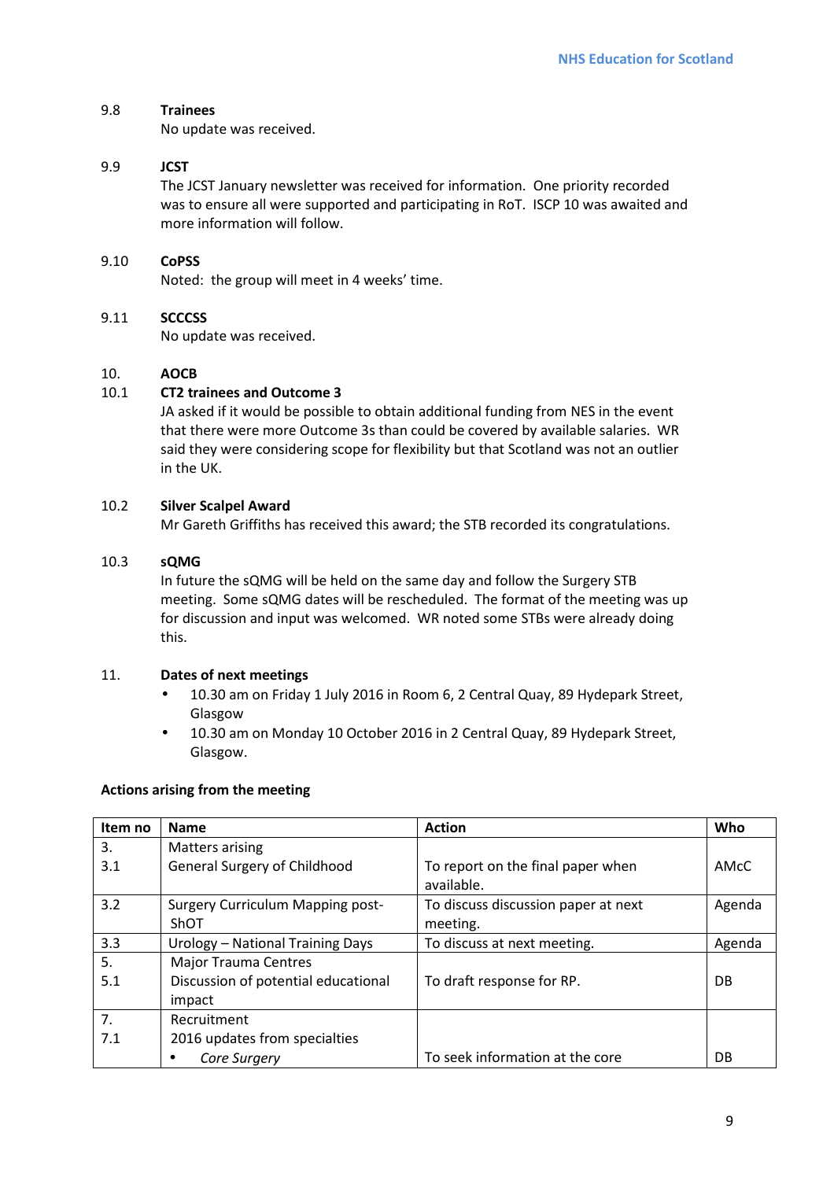9.8 **Trainees**

No update was received.

9.9 **JCST**

The JCST January newsletter was received for information. One priority recorded was to ensure all were supported and participating in RoT. ISCP 10 was awaited and more information will follow.

9.10 **CoPSS**

Noted: the group will meet in 4 weeks' time.

9.11 **SCCCSS**

No update was received.

10. **AOCB**

10.1 **CT2 trainees and Outcome 3**

JA asked if it would be possible to obtain additional funding from NES in the event that there were more Outcome 3s than could be covered by available salaries. WR said they were considering scope for flexibility but that Scotland was not an outlier in the UK.

10.2 **Silver Scalpel Award**

Mr Gareth Griffiths has received this award; the STB recorded its congratulations.

10.3 **sQMG**

In future the sQMG will be held on the same day and follow the Surgery STB meeting. Some sQMG dates will be rescheduled. The format of the meeting was up for discussion and input was welcomed. WR noted some STBs were already doing this.

11. **Dates of next meetings**

- 10.30 am on Friday 1 July 2016 in Room 6, 2 Central Quay, 89 Hydepark Street, Glasgow
- 10.30 am on Monday 10 October 2016 in 2 Central Quay, 89 Hydepark Street, Glasgow.

**Actions arising from the meeting**

| Item no | Name | Action | Who |
|---|---|---|---|
| 3.<br>3.1 | Matters arising<br>General Surgery of Childhood | To report on the final paper when available. | AMcC |
| 3.2 | Surgery Curriculum Mapping post-ShOT | To discuss discussion paper at next meeting. | Agenda |
| 3.3 | Urology – National Training Days | To discuss at next meeting. | Agenda |
| 5.<br>5.1 | Major Trauma Centres<br>Discussion of potential educational impact | To draft response for RP. | DB |
| 7.<br>7.1 | Recruitment<br>2016 updates from specialties<br>• *Core Surgery* | To seek information at the core | DB |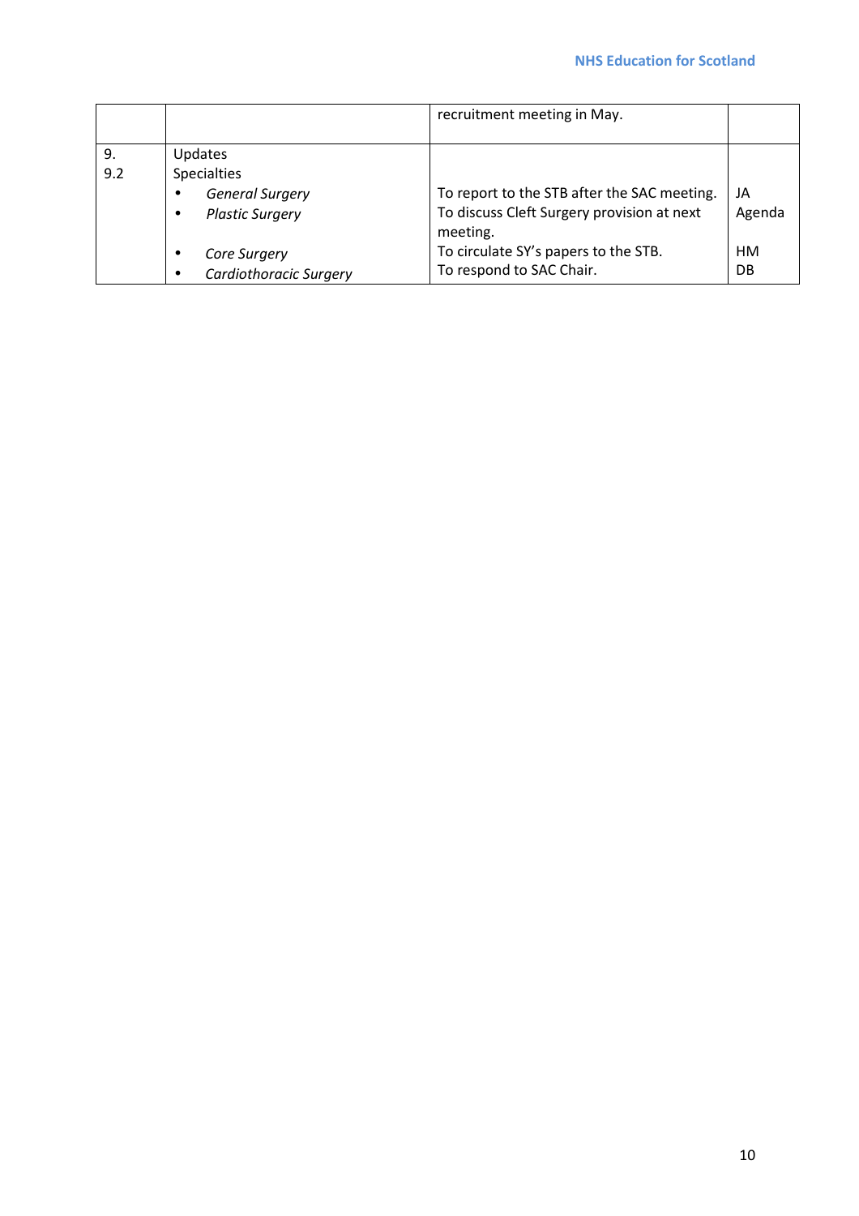| | | | |
|---|---|---|---|
| | | recruitment meeting in May. | |
| 9.<br>9.2 | Updates<br>Specialties<br>• *General Surgery*<br>• *Plastic Surgery*<br><br>• *Core Surgery*<br>• *Cardiothoracic Surgery* | <br><br>To report to the STB after the SAC meeting.<br>To discuss Cleft Surgery provision at next meeting.<br>To circulate SY's papers to the STB.<br>To respond to SAC Chair. | <br><br>JA<br>Agenda<br><br>HM<br>DB |